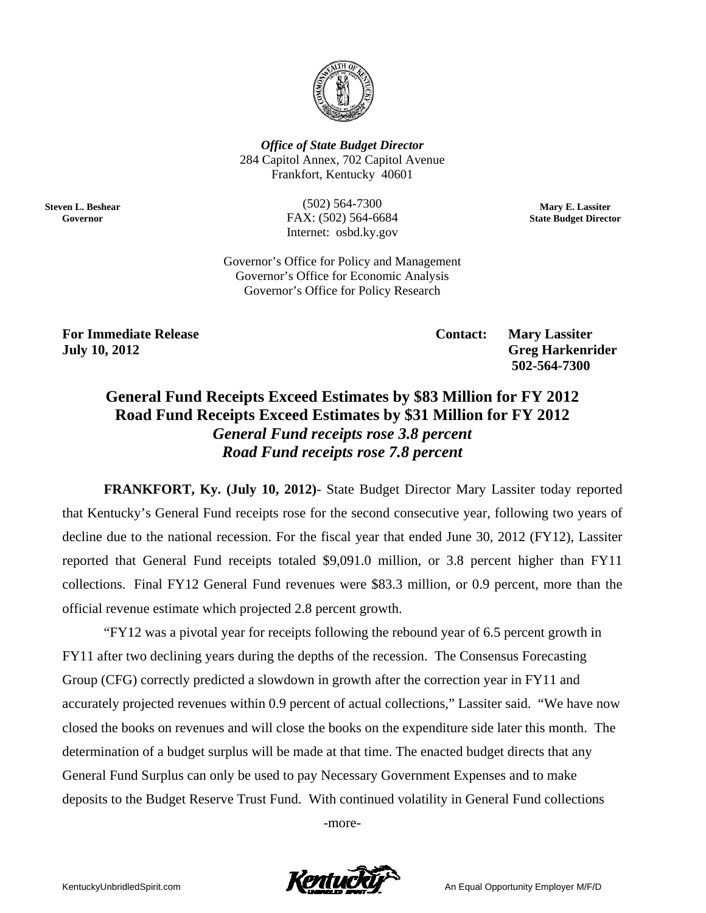***Office of State Budget Director***
284 Capitol Annex, 702 Capitol Avenue
Frankfort, Kentucky 40601

**Steven L. Beshear**
**Governor**

(502) 564-7300
FAX: (502) 564-6684
Internet: osbd.ky.gov

**Mary E. Lassiter**
**State Budget Director**

Governor's Office for Policy and Management
Governor's Office for Economic Analysis
Governor's Office for Policy Research

**For Immediate Release**
**July 10, 2012**

**Contact: Mary Lassiter**
**Greg Harkenrider**
**502-564-7300**

# General Fund Receipts Exceed Estimates by $83 Million for FY 2012
# Road Fund Receipts Exceed Estimates by $31 Million for FY 2012
### *General Fund receipts rose 3.8 percent*
### *Road Fund receipts rose 7.8 percent*

**FRANKFORT, Ky. (July 10, 2012)**- State Budget Director Mary Lassiter today reported that Kentucky's General Fund receipts rose for the second consecutive year, following two years of decline due to the national recession. For the fiscal year that ended June 30, 2012 (FY12), Lassiter reported that General Fund receipts totaled $9,091.0 million, or 3.8 percent higher than FY11 collections. Final FY12 General Fund revenues were $83.3 million, or 0.9 percent, more than the official revenue estimate which projected 2.8 percent growth.

"FY12 was a pivotal year for receipts following the rebound year of 6.5 percent growth in FY11 after two declining years during the depths of the recession. The Consensus Forecasting Group (CFG) correctly predicted a slowdown in growth after the correction year in FY11 and accurately projected revenues within 0.9 percent of actual collections," Lassiter said. "We have now closed the books on revenues and will close the books on the expenditure side later this month. The determination of a budget surplus will be made at that time. The enacted budget directs that any General Fund Surplus can only be used to pay Necessary Government Expenses and to make deposits to the Budget Reserve Trust Fund. With continued volatility in General Fund collections

-more-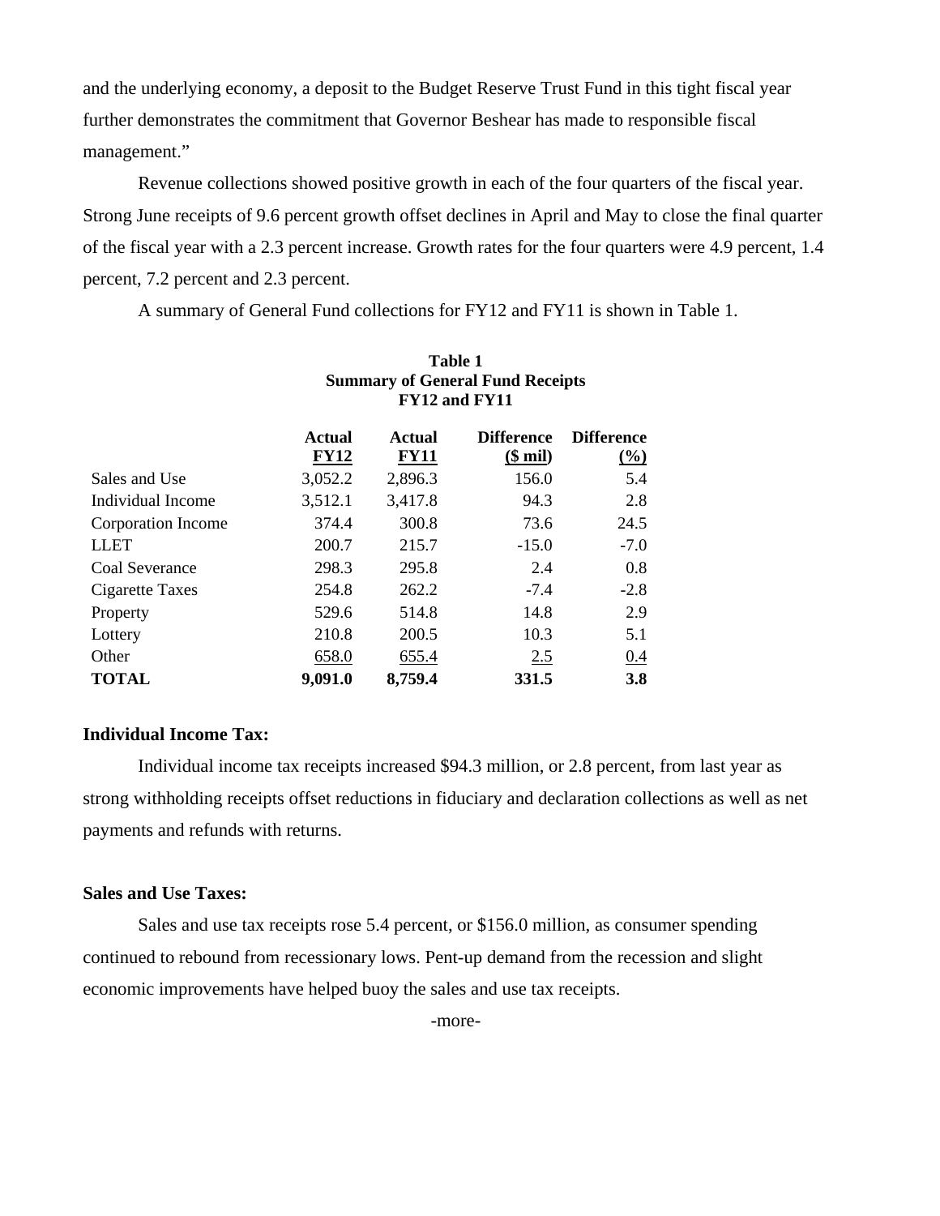and the underlying economy, a deposit to the Budget Reserve Trust Fund in this tight fiscal year further demonstrates the commitment that Governor Beshear has made to responsible fiscal management."

Revenue collections showed positive growth in each of the four quarters of the fiscal year. Strong June receipts of 9.6 percent growth offset declines in April and May to close the final quarter of the fiscal year with a 2.3 percent increase. Growth rates for the four quarters were 4.9 percent, 1.4 percent, 7.2 percent and 2.3 percent.

A summary of General Fund collections for FY12 and FY11 is shown in Table 1.

**Table 1**
**Summary of General Fund Receipts**
**FY12 and FY11**

| | Actual FY12 | Actual FY11 | Difference ($ mil) | Difference (%) |
|---|---|---|---|---|
| Sales and Use | 3,052.2 | 2,896.3 | 156.0 | 5.4 |
| Individual Income | 3,512.1 | 3,417.8 | 94.3 | 2.8 |
| Corporation Income | 374.4 | 300.8 | 73.6 | 24.5 |
| LLET | 200.7 | 215.7 | -15.0 | -7.0 |
| Coal Severance | 298.3 | 295.8 | 2.4 | 0.8 |
| Cigarette Taxes | 254.8 | 262.2 | -7.4 | -2.8 |
| Property | 529.6 | 514.8 | 14.8 | 2.9 |
| Lottery | 210.8 | 200.5 | 10.3 | 5.1 |
| Other | 658.0 | 655.4 | 2.5 | 0.4 |
| **TOTAL** | **9,091.0** | **8,759.4** | **331.5** | **3.8** |

**Individual Income Tax:**

Individual income tax receipts increased $94.3 million, or 2.8 percent, from last year as strong withholding receipts offset reductions in fiduciary and declaration collections as well as net payments and refunds with returns.

**Sales and Use Taxes:**

Sales and use tax receipts rose 5.4 percent, or $156.0 million, as consumer spending continued to rebound from recessionary lows. Pent-up demand from the recession and slight economic improvements have helped buoy the sales and use tax receipts.

-more-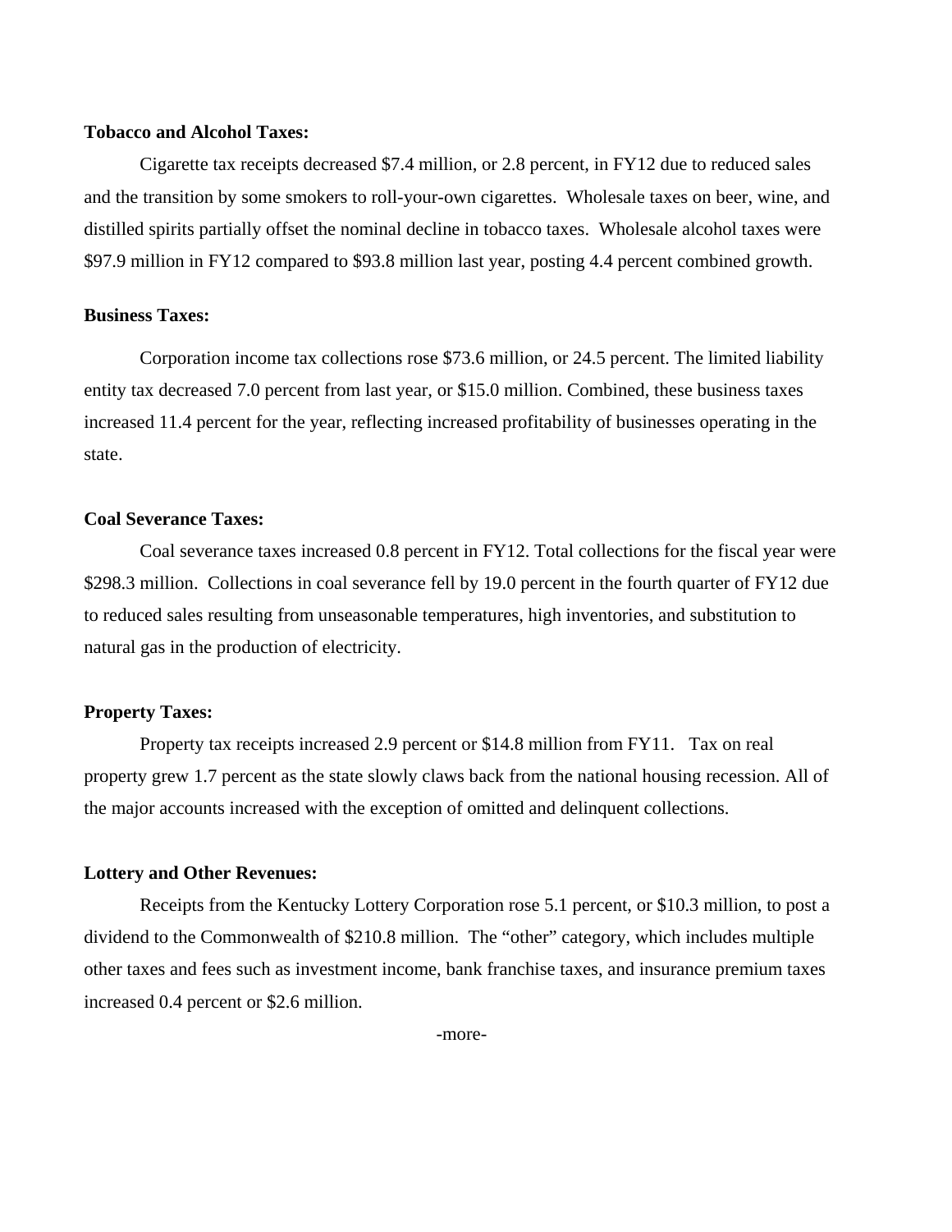**Tobacco and Alcohol Taxes:**

Cigarette tax receipts decreased $7.4 million, or 2.8 percent, in FY12 due to reduced sales and the transition by some smokers to roll-your-own cigarettes. Wholesale taxes on beer, wine, and distilled spirits partially offset the nominal decline in tobacco taxes. Wholesale alcohol taxes were $97.9 million in FY12 compared to $93.8 million last year, posting 4.4 percent combined growth.

**Business Taxes:**

Corporation income tax collections rose $73.6 million, or 24.5 percent. The limited liability entity tax decreased 7.0 percent from last year, or $15.0 million. Combined, these business taxes increased 11.4 percent for the year, reflecting increased profitability of businesses operating in the state.

**Coal Severance Taxes:**

Coal severance taxes increased 0.8 percent in FY12. Total collections for the fiscal year were $298.3 million. Collections in coal severance fell by 19.0 percent in the fourth quarter of FY12 due to reduced sales resulting from unseasonable temperatures, high inventories, and substitution to natural gas in the production of electricity.

**Property Taxes:**

Property tax receipts increased 2.9 percent or $14.8 million from FY11. Tax on real property grew 1.7 percent as the state slowly claws back from the national housing recession. All of the major accounts increased with the exception of omitted and delinquent collections.

**Lottery and Other Revenues:**

Receipts from the Kentucky Lottery Corporation rose 5.1 percent, or $10.3 million, to post a dividend to the Commonwealth of $210.8 million. The "other" category, which includes multiple other taxes and fees such as investment income, bank franchise taxes, and insurance premium taxes increased 0.4 percent or $2.6 million.

-more-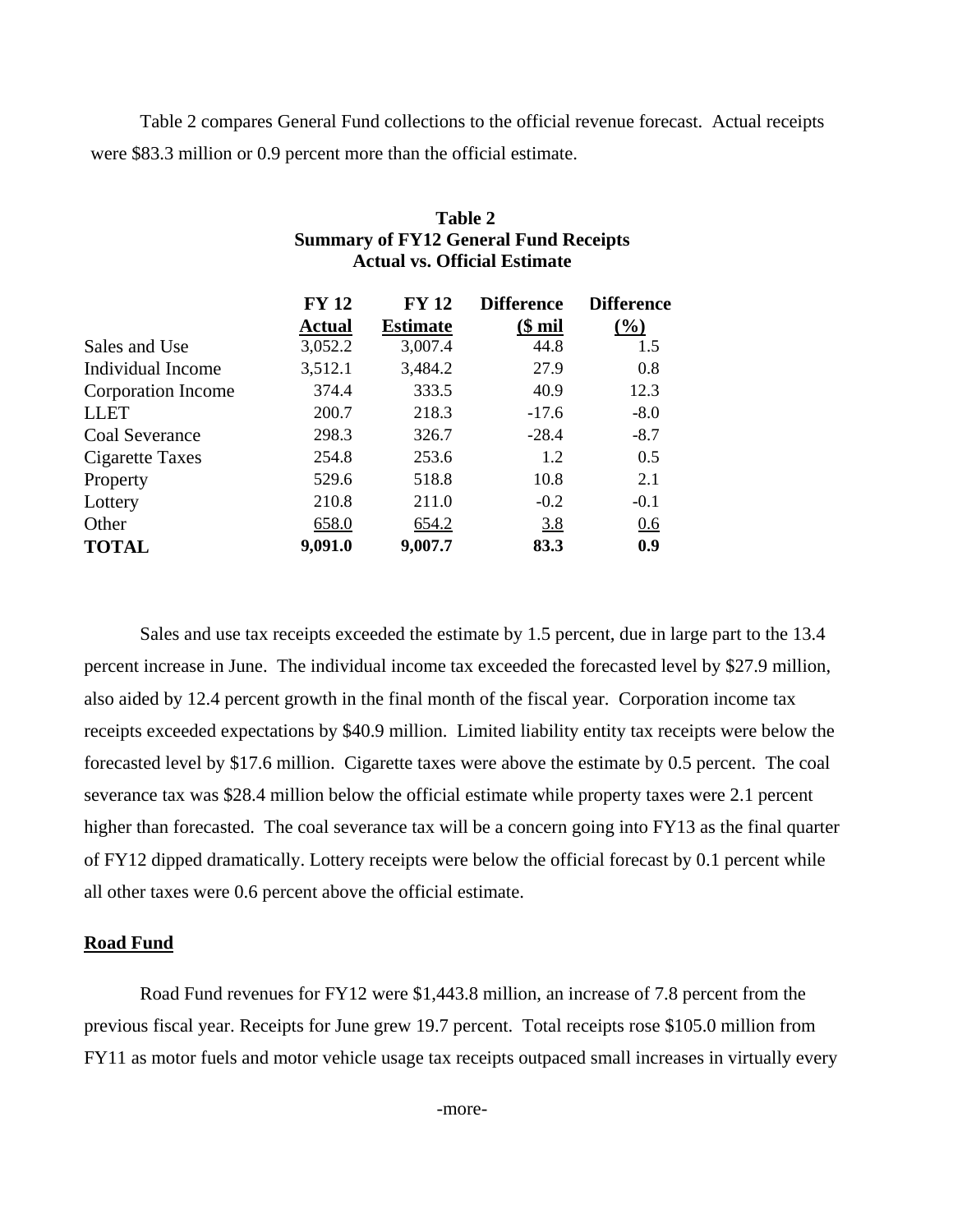Table 2 compares General Fund collections to the official revenue forecast. Actual receipts were $83.3 million or 0.9 percent more than the official estimate.

**Table 2**
**Summary of FY12 General Fund Receipts**
**Actual vs. Official Estimate**

| | FY 12 Actual | FY 12 Estimate | Difference ($ mil | Difference (%) |
|---|---|---|---|---|
| Sales and Use | 3,052.2 | 3,007.4 | 44.8 | 1.5 |
| Individual Income | 3,512.1 | 3,484.2 | 27.9 | 0.8 |
| Corporation Income | 374.4 | 333.5 | 40.9 | 12.3 |
| LLET | 200.7 | 218.3 | -17.6 | -8.0 |
| Coal Severance | 298.3 | 326.7 | -28.4 | -8.7 |
| Cigarette Taxes | 254.8 | 253.6 | 1.2 | 0.5 |
| Property | 529.6 | 518.8 | 10.8 | 2.1 |
| Lottery | 210.8 | 211.0 | -0.2 | -0.1 |
| Other | 658.0 | 654.2 | 3.8 | 0.6 |
| **TOTAL** | **9,091.0** | **9,007.7** | **83.3** | **0.9** |

Sales and use tax receipts exceeded the estimate by 1.5 percent, due in large part to the 13.4 percent increase in June. The individual income tax exceeded the forecasted level by $27.9 million, also aided by 12.4 percent growth in the final month of the fiscal year. Corporation income tax receipts exceeded expectations by $40.9 million. Limited liability entity tax receipts were below the forecasted level by $17.6 million. Cigarette taxes were above the estimate by 0.5 percent. The coal severance tax was $28.4 million below the official estimate while property taxes were 2.1 percent higher than forecasted. The coal severance tax will be a concern going into FY13 as the final quarter of FY12 dipped dramatically. Lottery receipts were below the official forecast by 0.1 percent while all other taxes were 0.6 percent above the official estimate.

## Road Fund

Road Fund revenues for FY12 were $1,443.8 million, an increase of 7.8 percent from the previous fiscal year. Receipts for June grew 19.7 percent. Total receipts rose $105.0 million from FY11 as motor fuels and motor vehicle usage tax receipts outpaced small increases in virtually every

-more-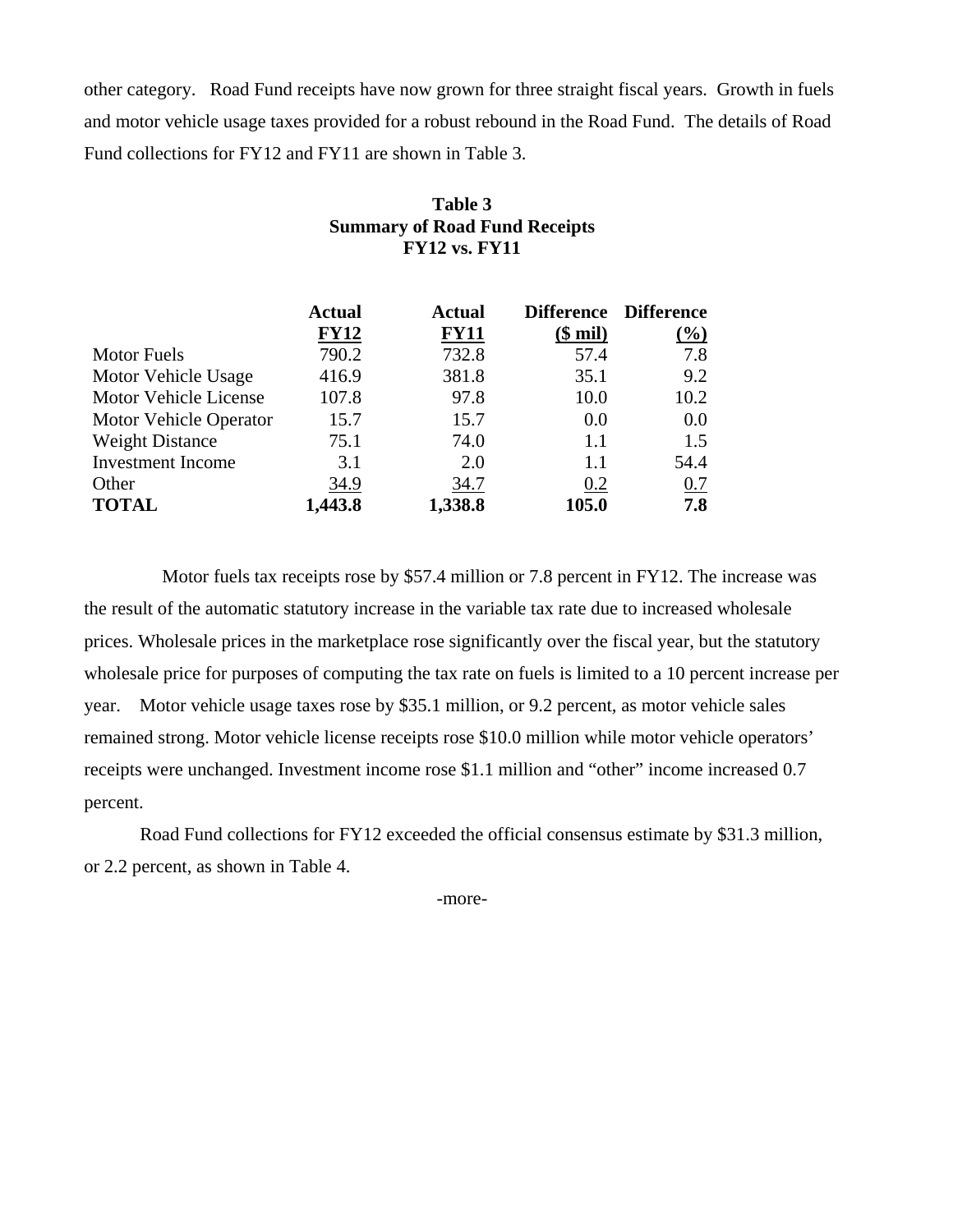other category. Road Fund receipts have now grown for three straight fiscal years. Growth in fuels and motor vehicle usage taxes provided for a robust rebound in the Road Fund. The details of Road Fund collections for FY12 and FY11 are shown in Table 3.

**Table 3**
**Summary of Road Fund Receipts**
**FY12 vs. FY11**

| | Actual FY12 | Actual FY11 | Difference ($ mil) | Difference (%) |
|---|---|---|---|---|
| Motor Fuels | 790.2 | 732.8 | 57.4 | 7.8 |
| Motor Vehicle Usage | 416.9 | 381.8 | 35.1 | 9.2 |
| Motor Vehicle License | 107.8 | 97.8 | 10.0 | 10.2 |
| Motor Vehicle Operator | 15.7 | 15.7 | 0.0 | 0.0 |
| Weight Distance | 75.1 | 74.0 | 1.1 | 1.5 |
| Investment Income | 3.1 | 2.0 | 1.1 | 54.4 |
| Other | 34.9 | 34.7 | 0.2 | 0.7 |
| **TOTAL** | **1,443.8** | **1,338.8** | **105.0** | **7.8** |

Motor fuels tax receipts rose by $57.4 million or 7.8 percent in FY12. The increase was the result of the automatic statutory increase in the variable tax rate due to increased wholesale prices. Wholesale prices in the marketplace rose significantly over the fiscal year, but the statutory wholesale price for purposes of computing the tax rate on fuels is limited to a 10 percent increase per year. Motor vehicle usage taxes rose by $35.1 million, or 9.2 percent, as motor vehicle sales remained strong. Motor vehicle license receipts rose $10.0 million while motor vehicle operators' receipts were unchanged. Investment income rose $1.1 million and "other" income increased 0.7 percent.

Road Fund collections for FY12 exceeded the official consensus estimate by $31.3 million, or 2.2 percent, as shown in Table 4.

-more-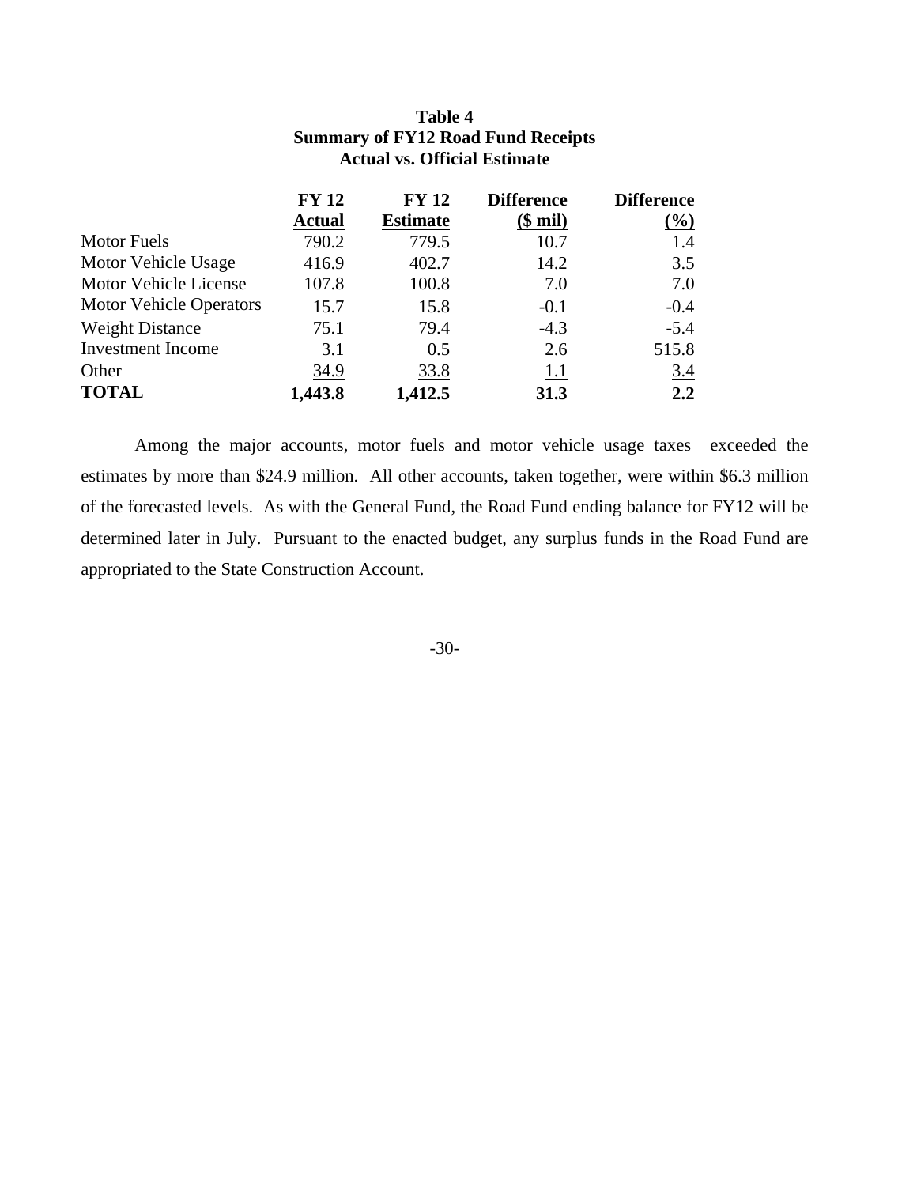**Table 4**
**Summary of FY12 Road Fund Receipts**
**Actual vs. Official Estimate**

| | FY 12 Actual | FY 12 Estimate | Difference ($ mil) | Difference (%) |
|---|---|---|---|---|
| Motor Fuels | 790.2 | 779.5 | 10.7 | 1.4 |
| Motor Vehicle Usage | 416.9 | 402.7 | 14.2 | 3.5 |
| Motor Vehicle License | 107.8 | 100.8 | 7.0 | 7.0 |
| Motor Vehicle Operators | 15.7 | 15.8 | -0.1 | -0.4 |
| Weight Distance | 75.1 | 79.4 | -4.3 | -5.4 |
| Investment Income | 3.1 | 0.5 | 2.6 | 515.8 |
| Other | 34.9 | 33.8 | 1.1 | 3.4 |
| **TOTAL** | **1,443.8** | **1,412.5** | **31.3** | **2.2** |

Among the major accounts, motor fuels and motor vehicle usage taxes exceeded the estimates by more than $24.9 million. All other accounts, taken together, were within $6.3 million of the forecasted levels. As with the General Fund, the Road Fund ending balance for FY12 will be determined later in July. Pursuant to the enacted budget, any surplus funds in the Road Fund are appropriated to the State Construction Account.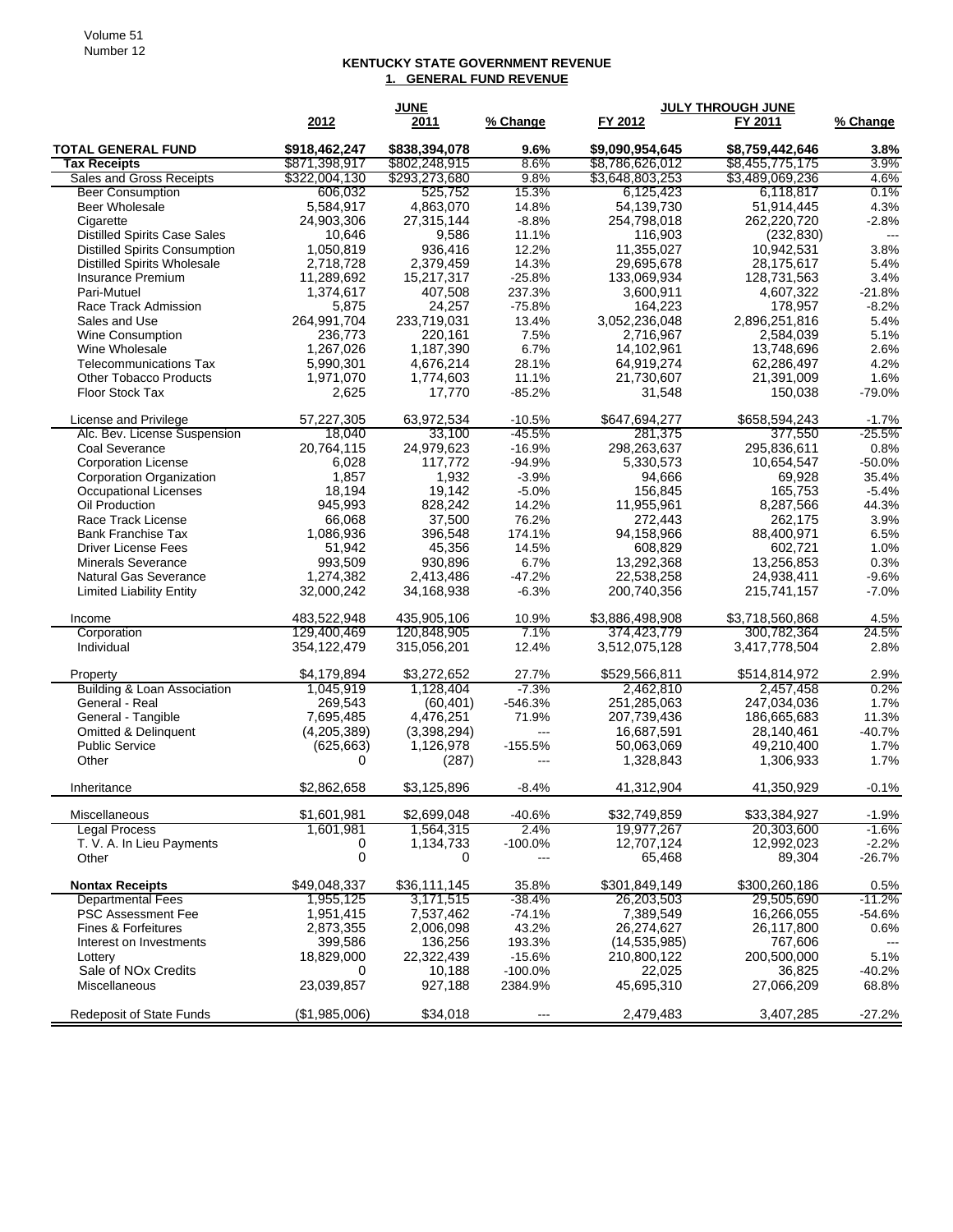**KENTUCKY STATE GOVERNMENT REVENUE**

**1. GENERAL FUND REVENUE**

| | JUNE | | | JULY THROUGH JUNE | | |
|---|---|---|---|---|---|---|
| | 2012 | 2011 | % Change | FY 2012 | FY 2011 | % Change |
| **TOTAL GENERAL FUND** | **$918,462,247** | **$838,394,078** | **9.6%** | **$9,090,954,645** | **$8,759,442,646** | **3.8%** |
| **Tax Receipts** | $871,398,917 | $802,248,915 | 8.6% | $8,786,626,012 | $8,455,775,175 | 3.9% |
| Sales and Gross Receipts | $322,004,130 | $293,273,680 | 9.8% | $3,648,803,253 | $3,489,069,236 | 4.6% |
| Beer Consumption | 606,032 | 525,752 | 15.3% | 6,125,423 | 6,118,817 | 0.1% |
| Beer Wholesale | 5,584,917 | 4,863,070 | 14.8% | 54,139,730 | 51,914,445 | 4.3% |
| Cigarette | 24,903,306 | 27,315,144 | -8.8% | 254,798,018 | 262,220,720 | -2.8% |
| Distilled Spirits Case Sales | 10,646 | 9,586 | 11.1% | 116,903 | (232,830) | --- |
| Distilled Spirits Consumption | 1,050,819 | 936,416 | 12.2% | 11,355,027 | 10,942,531 | 3.8% |
| Distilled Spirits Wholesale | 2,718,728 | 2,379,459 | 14.3% | 29,695,678 | 28,175,617 | 5.4% |
| Insurance Premium | 11,289,692 | 15,217,317 | -25.8% | 133,069,934 | 128,731,563 | 3.4% |
| Pari-Mutuel | 1,374,617 | 407,508 | 237.3% | 3,600,911 | 4,607,322 | -21.8% |
| Race Track Admission | 5,875 | 24,257 | -75.8% | 164,223 | 178,957 | -8.2% |
| Sales and Use | 264,991,704 | 233,719,031 | 13.4% | 3,052,236,048 | 2,896,251,816 | 5.4% |
| Wine Consumption | 236,773 | 220,161 | 7.5% | 2,716,967 | 2,584,039 | 5.1% |
| Wine Wholesale | 1,267,026 | 1,187,390 | 6.7% | 14,102,961 | 13,748,696 | 2.6% |
| Telecommunications Tax | 5,990,301 | 4,676,214 | 28.1% | 64,919,274 | 62,286,497 | 4.2% |
| Other Tobacco Products | 1,971,070 | 1,774,603 | 11.1% | 21,730,607 | 21,391,009 | 1.6% |
| Floor Stock Tax | 2,625 | 17,770 | -85.2% | 31,548 | 150,038 | -79.0% |
| | | | | | | |
| License and Privilege | 57,227,305 | 63,972,534 | -10.5% | $647,694,277 | $658,594,243 | -1.7% |
| Alc. Bev. License Suspension | 18,040 | 33,100 | -45.5% | 281,375 | 377,550 | -25.5% |
| Coal Severance | 20,764,115 | 24,979,623 | -16.9% | 298,263,637 | 295,836,611 | 0.8% |
| Corporation License | 6,028 | 117,772 | -94.9% | 5,330,573 | 10,654,547 | -50.0% |
| Corporation Organization | 1,857 | 1,932 | -3.9% | 94,666 | 69,928 | 35.4% |
| Occupational Licenses | 18,194 | 19,142 | -5.0% | 156,845 | 165,753 | -5.4% |
| Oil Production | 945,993 | 828,242 | 14.2% | 11,955,961 | 8,287,566 | 44.3% |
| Race Track License | 66,068 | 37,500 | 76.2% | 272,443 | 262,175 | 3.9% |
| Bank Franchise Tax | 1,086,936 | 396,548 | 174.1% | 94,158,966 | 88,400,971 | 6.5% |
| Driver License Fees | 51,942 | 45,356 | 14.5% | 608,829 | 602,721 | 1.0% |
| Minerals Severance | 993,509 | 930,896 | 6.7% | 13,292,368 | 13,256,853 | 0.3% |
| Natural Gas Severance | 1,274,382 | 2,413,486 | -47.2% | 22,538,258 | 24,938,411 | -9.6% |
| Limited Liability Entity | 32,000,242 | 34,168,938 | -6.3% | 200,740,356 | 215,741,157 | -7.0% |
| | | | | | | |
| Income | 483,522,948 | 435,905,106 | 10.9% | $3,886,498,908 | $3,718,560,868 | 4.5% |
| Corporation | 129,400,469 | 120,848,905 | 7.1% | 374,423,779 | 300,782,364 | 24.5% |
| Individual | 354,122,479 | 315,056,201 | 12.4% | 3,512,075,128 | 3,417,778,504 | 2.8% |
| | | | | | | |
| Property | $4,179,894 | $3,272,652 | 27.7% | $529,566,811 | $514,814,972 | 2.9% |
| Building & Loan Association | 1,045,919 | 1,128,404 | -7.3% | 2,462,810 | 2,457,458 | 0.2% |
| General - Real | 269,543 | (60,401) | -546.3% | 251,285,063 | 247,034,036 | 1.7% |
| General - Tangible | 7,695,485 | 4,476,251 | 71.9% | 207,739,436 | 186,665,683 | 11.3% |
| Omitted & Delinquent | (4,205,389) | (3,398,294) | --- | 16,687,591 | 28,140,461 | -40.7% |
| Public Service | (625,663) | 1,126,978 | -155.5% | 50,063,069 | 49,210,400 | 1.7% |
| Other | 0 | (287) | --- | 1,328,843 | 1,306,933 | 1.7% |
| | | | | | | |
| Inheritance | $2,862,658 | $3,125,896 | -8.4% | 41,312,904 | 41,350,929 | -0.1% |
| | | | | | | |
| Miscellaneous | $1,601,981 | $2,699,048 | -40.6% | $32,749,859 | $33,384,927 | -1.9% |
| Legal Process | 1,601,981 | 1,564,315 | 2.4% | 19,977,267 | 20,303,600 | -1.6% |
| T. V. A. In Lieu Payments | 0 | 1,134,733 | -100.0% | 12,707,124 | 12,992,023 | -2.2% |
| Other | 0 | 0 | --- | 65,468 | 89,304 | -26.7% |
| | | | | | | |
| **Nontax Receipts** | $49,048,337 | $36,111,145 | 35.8% | $301,849,149 | $300,260,186 | 0.5% |
| Departmental Fees | 1,955,125 | 3,171,515 | -38.4% | 26,203,503 | 29,505,690 | -11.2% |
| PSC Assessment Fee | 1,951,415 | 7,537,462 | -74.1% | 7,389,549 | 16,266,055 | -54.6% |
| Fines & Forfeitures | 2,873,355 | 2,006,098 | 43.2% | 26,274,627 | 26,117,800 | 0.6% |
| Interest on Investments | 399,586 | 136,256 | 193.3% | (14,535,985) | 767,606 | --- |
| Lottery | 18,829,000 | 22,322,439 | -15.6% | 210,800,122 | 200,500,000 | 5.1% |
| Sale of NOx Credits | 0 | 10,188 | -100.0% | 22,025 | 36,825 | -40.2% |
| Miscellaneous | 23,039,857 | 927,188 | 2384.9% | 45,695,310 | 27,066,209 | 68.8% |
| | | | | | | |
| Redeposit of State Funds | ($1,985,006) | $34,018 | --- | 2,479,483 | 3,407,285 | -27.2% |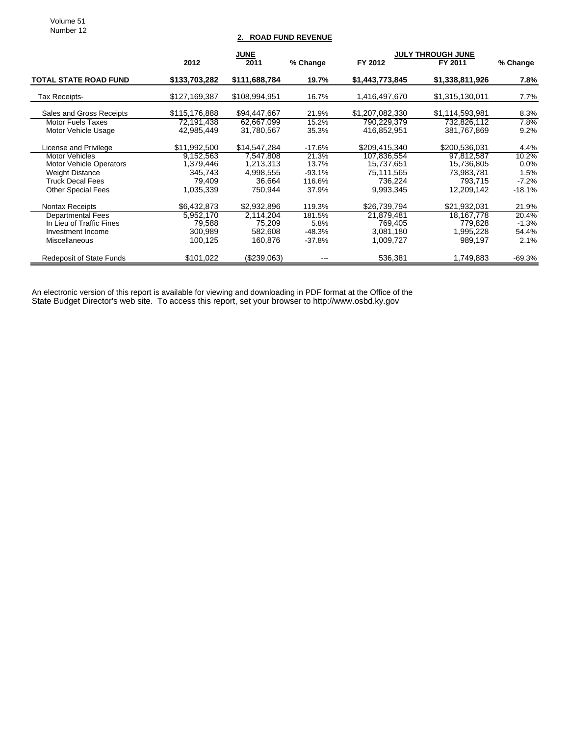## 2. ROAD FUND REVENUE

| | JUNE | | | JULY THROUGH JUNE | | |
|---|---|---|---|---|---|---|
| | 2012 | 2011 | % Change | FY 2012 | FY 2011 | % Change |
| **TOTAL STATE ROAD FUND** | **$133,703,282** | **$111,688,784** | **19.7%** | **$1,443,773,845** | **$1,338,811,926** | **7.8%** |
| Tax Receipts- | $127,169,387 | $108,994,951 | 16.7% | 1,416,497,670 | $1,315,130,011 | 7.7% |
| Sales and Gross Receipts | $115,176,888 | $94,447,667 | 21.9% | $1,207,082,330 | $1,114,593,981 | 8.3% |
| Motor Fuels Taxes | 72,191,438 | 62,667,099 | 15.2% | 790,229,379 | 732,826,112 | 7.8% |
| Motor Vehicle Usage | 42,985,449 | 31,780,567 | 35.3% | 416,852,951 | 381,767,869 | 9.2% |
| License and Privilege | $11,992,500 | $14,547,284 | -17.6% | $209,415,340 | $200,536,031 | 4.4% |
| Motor Vehicles | 9,152,563 | 7,547,808 | 21.3% | 107,836,554 | 97,812,587 | 10.2% |
| Motor Vehicle Operators | 1,379,446 | 1,213,313 | 13.7% | 15,737,651 | 15,736,805 | 0.0% |
| Weight Distance | 345,743 | 4,998,555 | -93.1% | 75,111,565 | 73,983,781 | 1.5% |
| Truck Decal Fees | 79,409 | 36,664 | 116.6% | 736,224 | 793,715 | -7.2% |
| Other Special Fees | 1,035,339 | 750,944 | 37.9% | 9,993,345 | 12,209,142 | -18.1% |
| Nontax Receipts | $6,432,873 | $2,932,896 | 119.3% | $26,739,794 | $21,932,031 | 21.9% |
| Departmental Fees | 5,952,170 | 2,114,204 | 181.5% | 21,879,481 | 18,167,778 | 20.4% |
| In Lieu of Traffic Fines | 79,588 | 75,209 | 5.8% | 769,405 | 779,828 | -1.3% |
| Investment Income | 300,989 | 582,608 | -48.3% | 3,081,180 | 1,995,228 | 54.4% |
| Miscellaneous | 100,125 | 160,876 | -37.8% | 1,009,727 | 989,197 | 2.1% |
| Redeposit of State Funds | $101,022 | ($239,063) | --- | 536,381 | 1,749,883 | -69.3% |

An electronic version of this report is available for viewing and downloading in PDF format at the Office of the State Budget Director's web site. To access this report, set your browser to http://www.osbd.ky.gov.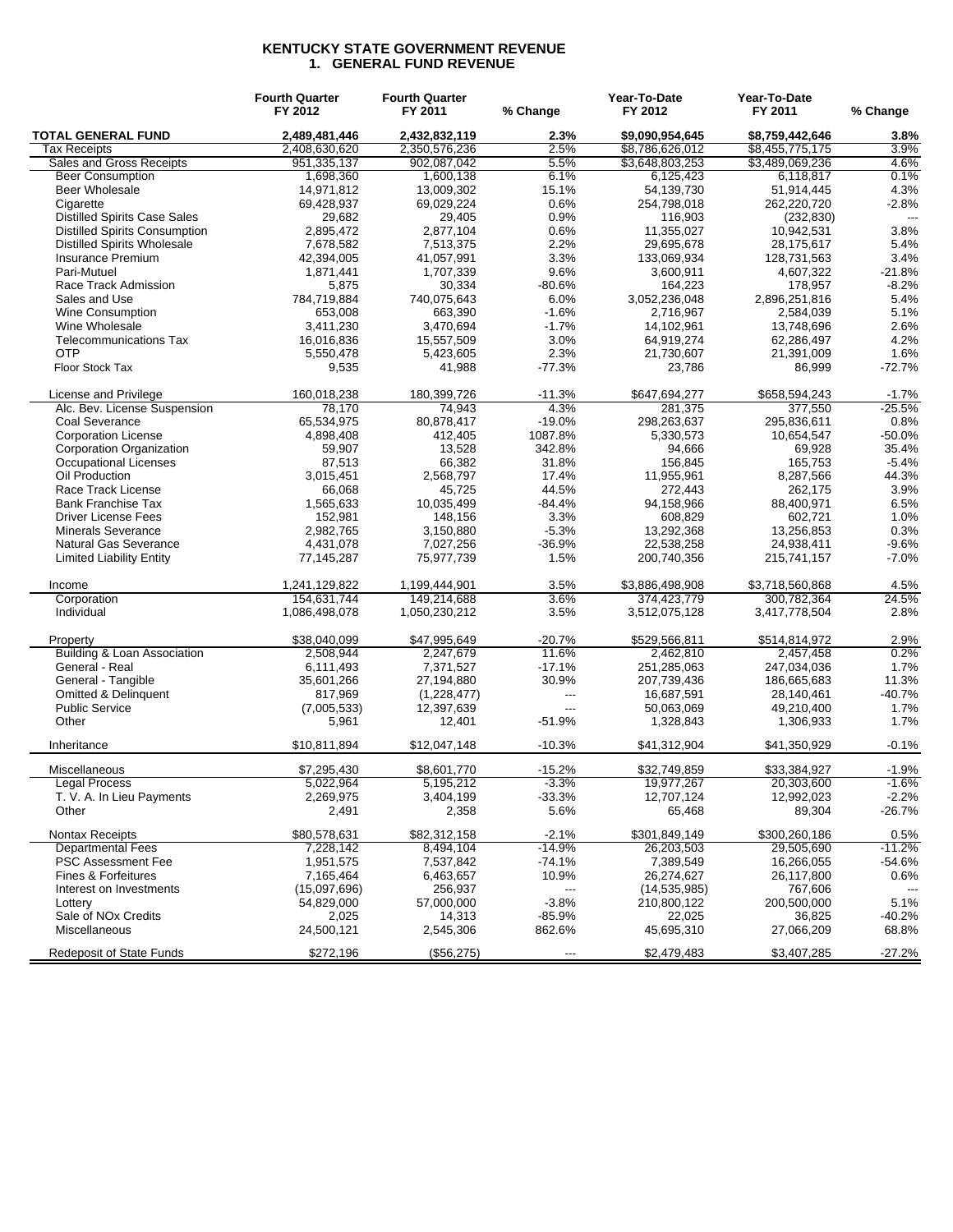# KENTUCKY STATE GOVERNMENT REVENUE
## 1. GENERAL FUND REVENUE

| | Fourth Quarter FY 2012 | Fourth Quarter FY 2011 | % Change | Year-To-Date FY 2012 | Year-To-Date FY 2011 | % Change |
|---|---|---|---|---|---|---|
| **TOTAL GENERAL FUND** | **2,489,481,446** | **2,432,832,119** | **2.3%** | **$9,090,954,645** | **$8,759,442,646** | **3.8%** |
| Tax Receipts | 2,408,630,620 | 2,350,576,236 | 2.5% | $8,786,626,012 | $8,455,775,175 | 3.9% |
| Sales and Gross Receipts | 951,335,137 | 902,087,042 | 5.5% | $3,648,803,253 | $3,489,069,236 | 4.6% |
| Beer Consumption | 1,698,360 | 1,600,138 | 6.1% | 6,125,423 | 6,118,817 | 0.1% |
| Beer Wholesale | 14,971,812 | 13,009,302 | 15.1% | 54,139,730 | 51,914,445 | 4.3% |
| Cigarette | 69,428,937 | 69,029,224 | 0.6% | 254,798,018 | 262,220,720 | -2.8% |
| Distilled Spirits Case Sales | 29,682 | 29,405 | 0.9% | 116,903 | (232,830) | --- |
| Distilled Spirits Consumption | 2,895,472 | 2,877,104 | 0.6% | 11,355,027 | 10,942,531 | 3.8% |
| Distilled Spirits Wholesale | 7,678,582 | 7,513,375 | 2.2% | 29,695,678 | 28,175,617 | 5.4% |
| Insurance Premium | 42,394,005 | 41,057,991 | 3.3% | 133,069,934 | 128,731,563 | 3.4% |
| Pari-Mutuel | 1,871,441 | 1,707,339 | 9.6% | 3,600,911 | 4,607,322 | -21.8% |
| Race Track Admission | 5,875 | 30,334 | -80.6% | 164,223 | 178,957 | -8.2% |
| Sales and Use | 784,719,884 | 740,075,643 | 6.0% | 3,052,236,048 | 2,896,251,816 | 5.4% |
| Wine Consumption | 653,008 | 663,390 | -1.6% | 2,716,967 | 2,584,039 | 5.1% |
| Wine Wholesale | 3,411,230 | 3,470,694 | -1.7% | 14,102,961 | 13,748,696 | 2.6% |
| Telecommunications Tax | 16,016,836 | 15,557,509 | 3.0% | 64,919,274 | 62,286,497 | 4.2% |
| OTP | 5,550,478 | 5,423,605 | 2.3% | 21,730,607 | 21,391,009 | 1.6% |
| Floor Stock Tax | 9,535 | 41,988 | -77.3% | 23,786 | 86,999 | -72.7% |
| License and Privilege | 160,018,238 | 180,399,726 | -11.3% | $647,694,277 | $658,594,243 | -1.7% |
| Alc. Bev. License Suspension | 78,170 | 74,943 | 4.3% | 281,375 | 377,550 | -25.5% |
| Coal Severance | 65,534,975 | 80,878,417 | -19.0% | 298,263,637 | 295,836,611 | 0.8% |
| Corporation License | 4,898,408 | 412,405 | 1087.8% | 5,330,573 | 10,654,547 | -50.0% |
| Corporation Organization | 59,907 | 13,528 | 342.8% | 94,666 | 69,928 | 35.4% |
| Occupational Licenses | 87,513 | 66,382 | 31.8% | 156,845 | 165,753 | -5.4% |
| Oil Production | 3,015,451 | 2,568,797 | 17.4% | 11,955,961 | 8,287,566 | 44.3% |
| Race Track License | 66,068 | 45,725 | 44.5% | 272,443 | 262,175 | 3.9% |
| Bank Franchise Tax | 1,565,633 | 10,035,499 | -84.4% | 94,158,966 | 88,400,971 | 6.5% |
| Driver License Fees | 152,981 | 148,156 | 3.3% | 608,829 | 602,721 | 1.0% |
| Minerals Severance | 2,982,765 | 3,150,880 | -5.3% | 13,292,368 | 13,256,853 | 0.3% |
| Natural Gas Severance | 4,431,078 | 7,027,256 | -36.9% | 22,538,258 | 24,938,411 | -9.6% |
| Limited Liability Entity | 77,145,287 | 75,977,739 | 1.5% | 200,740,356 | 215,741,157 | -7.0% |
| Income | 1,241,129,822 | 1,199,444,901 | 3.5% | $3,886,498,908 | $3,718,560,868 | 4.5% |
| Corporation | 154,631,744 | 149,214,688 | 3.6% | 374,423,779 | 300,782,364 | 24.5% |
| Individual | 1,086,498,078 | 1,050,230,212 | 3.5% | 3,512,075,128 | 3,417,778,504 | 2.8% |
| Property | $38,040,099 | $47,995,649 | -20.7% | $529,566,811 | $514,814,972 | 2.9% |
| Building & Loan Association | 2,508,944 | 2,247,679 | 11.6% | 2,462,810 | 2,457,458 | 0.2% |
| General - Real | 6,111,493 | 7,371,527 | -17.1% | 251,285,063 | 247,034,036 | 1.7% |
| General - Tangible | 35,601,266 | 27,194,880 | 30.9% | 207,739,436 | 186,665,683 | 11.3% |
| Omitted & Delinquent | 817,969 | (1,228,477) | --- | 16,687,591 | 28,140,461 | -40.7% |
| Public Service | (7,005,533) | 12,397,639 | --- | 50,063,069 | 49,210,400 | 1.7% |
| Other | 5,961 | 12,401 | -51.9% | 1,328,843 | 1,306,933 | 1.7% |
| Inheritance | $10,811,894 | $12,047,148 | -10.3% | $41,312,904 | $41,350,929 | -0.1% |
| Miscellaneous | $7,295,430 | $8,601,770 | -15.2% | $32,749,859 | $33,384,927 | -1.9% |
| Legal Process | 5,022,964 | 5,195,212 | -3.3% | 19,977,267 | 20,303,600 | -1.6% |
| T. V. A. In Lieu Payments | 2,269,975 | 3,404,199 | -33.3% | 12,707,124 | 12,992,023 | -2.2% |
| Other | 2,491 | 2,358 | 5.6% | 65,468 | 89,304 | -26.7% |
| Nontax Receipts | $80,578,631 | $82,312,158 | -2.1% | $301,849,149 | $300,260,186 | 0.5% |
| Departmental Fees | 7,228,142 | 8,494,104 | -14.9% | 26,203,503 | 29,505,690 | -11.2% |
| PSC Assessment Fee | 1,951,575 | 7,537,842 | -74.1% | 7,389,549 | 16,266,055 | -54.6% |
| Fines & Forfeitures | 7,165,464 | 6,463,657 | 10.9% | 26,274,627 | 26,117,800 | 0.6% |
| Interest on Investments | (15,097,696) | 256,937 | --- | (14,535,985) | 767,606 | --- |
| Lottery | 54,829,000 | 57,000,000 | -3.8% | 210,800,122 | 200,500,000 | 5.1% |
| Sale of NOx Credits | 2,025 | 14,313 | -85.9% | 22,025 | 36,825 | -40.2% |
| Miscellaneous | 24,500,121 | 2,545,306 | 862.6% | 45,695,310 | 27,066,209 | 68.8% |
| Redeposit of State Funds | $272,196 | ($56,275) | --- | $2,479,483 | $3,407,285 | -27.2% |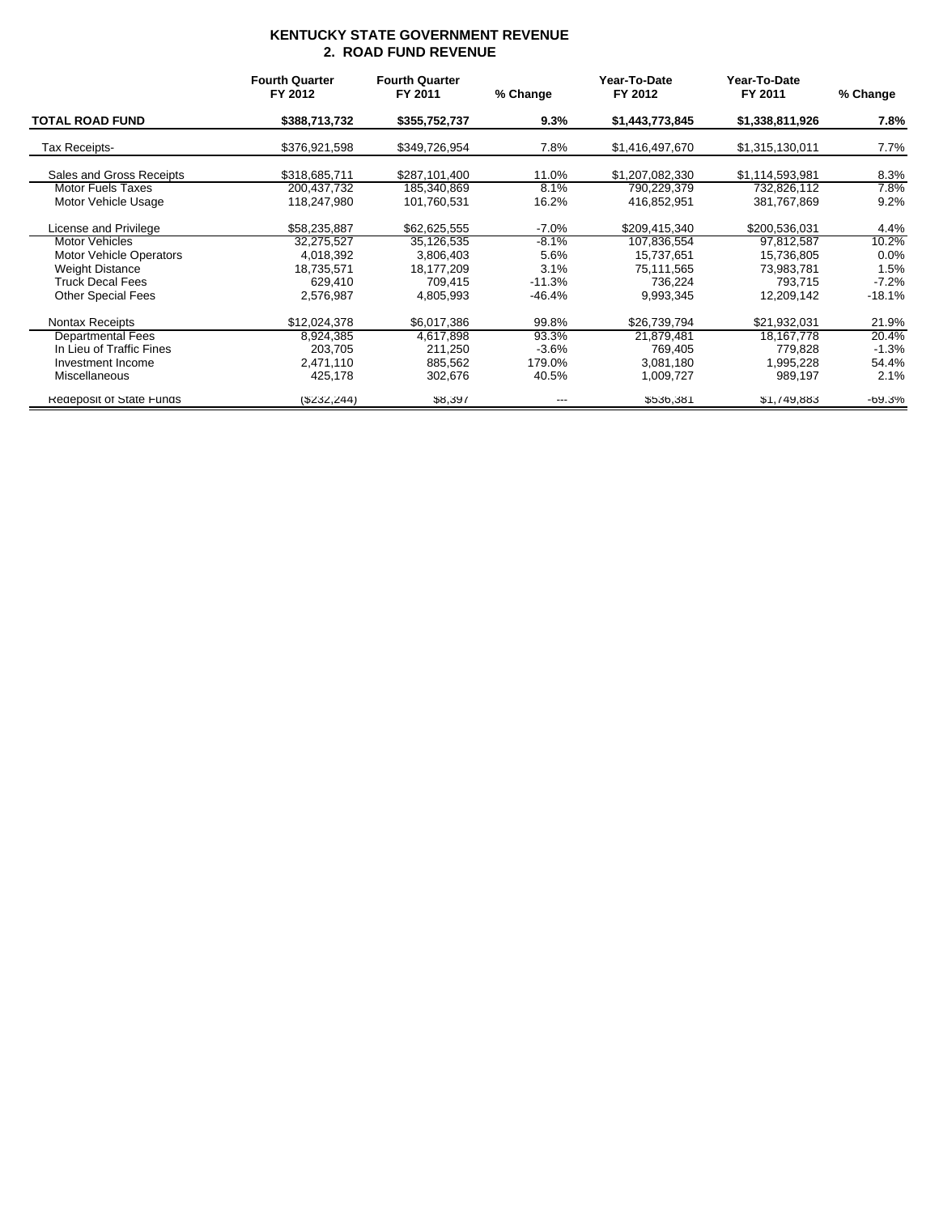# KENTUCKY STATE GOVERNMENT REVENUE
## 2. ROAD FUND REVENUE

| | Fourth Quarter FY 2012 | Fourth Quarter FY 2011 | % Change | Year-To-Date FY 2012 | Year-To-Date FY 2011 | % Change |
|---|---|---|---|---|---|---|
| **TOTAL ROAD FUND** | **$388,713,732** | **$355,752,737** | **9.3%** | **$1,443,773,845** | **$1,338,811,926** | **7.8%** |
| Tax Receipts- | $376,921,598 | $349,726,954 | 7.8% | $1,416,497,670 | $1,315,130,011 | 7.7% |
| Sales and Gross Receipts | $318,685,711 | $287,101,400 | 11.0% | $1,207,082,330 | $1,114,593,981 | 8.3% |
| Motor Fuels Taxes | 200,437,732 | 185,340,869 | 8.1% | 790,229,379 | 732,826,112 | 7.8% |
| Motor Vehicle Usage | 118,247,980 | 101,760,531 | 16.2% | 416,852,951 | 381,767,869 | 9.2% |
| License and Privilege | $58,235,887 | $62,625,555 | -7.0% | $209,415,340 | $200,536,031 | 4.4% |
| Motor Vehicles | 32,275,527 | 35,126,535 | -8.1% | 107,836,554 | 97,812,587 | 10.2% |
| Motor Vehicle Operators | 4,018,392 | 3,806,403 | 5.6% | 15,737,651 | 15,736,805 | 0.0% |
| Weight Distance | 18,735,571 | 18,177,209 | 3.1% | 75,111,565 | 73,983,781 | 1.5% |
| Truck Decal Fees | 629,410 | 709,415 | -11.3% | 736,224 | 793,715 | -7.2% |
| Other Special Fees | 2,576,987 | 4,805,993 | -46.4% | 9,993,345 | 12,209,142 | -18.1% |
| Nontax Receipts | $12,024,378 | $6,017,386 | 99.8% | $26,739,794 | $21,932,031 | 21.9% |
| Departmental Fees | 8,924,385 | 4,617,898 | 93.3% | 21,879,481 | 18,167,778 | 20.4% |
| In Lieu of Traffic Fines | 203,705 | 211,250 | -3.6% | 769,405 | 779,828 | -1.3% |
| Investment Income | 2,471,110 | 885,562 | 179.0% | 3,081,180 | 1,995,228 | 54.4% |
| Miscellaneous | 425,178 | 302,676 | 40.5% | 1,009,727 | 989,197 | 2.1% |
| Redeposit of State Funds | ($232,244) | $8,397 | --- | $536,381 | $1,749,883 | -69.3% |